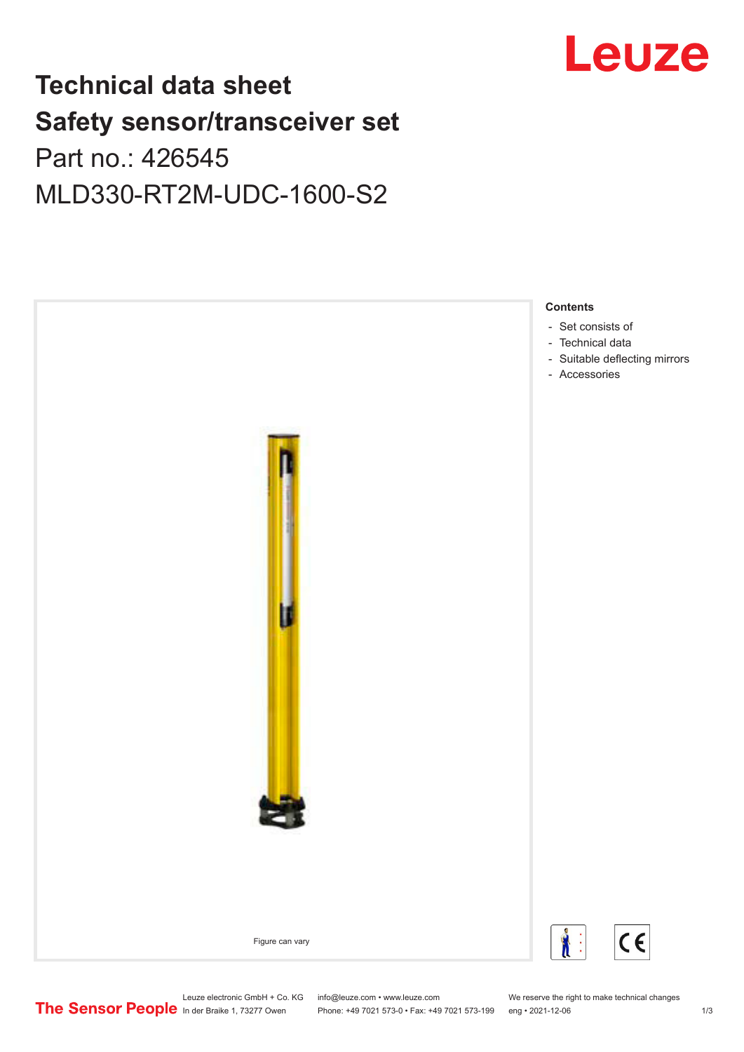# Technical data sheet
# Safety sensor/transceiver set
## Part no.: 426545
## MLD330-RT2M-UDC-1600-S2

Figure can vary

**Contents**

- Set consists of
- Technical data
- Suitable deflecting mirrors
- Accessories

Leuze electronic GmbH + Co. KG
In der Braike 1, 73277 Owen

info@leuze.com • www.leuze.com
Phone: +49 7021 573-0 • Fax: +49 7021 573-199

We reserve the right to make technical changes
eng • 2021-12-06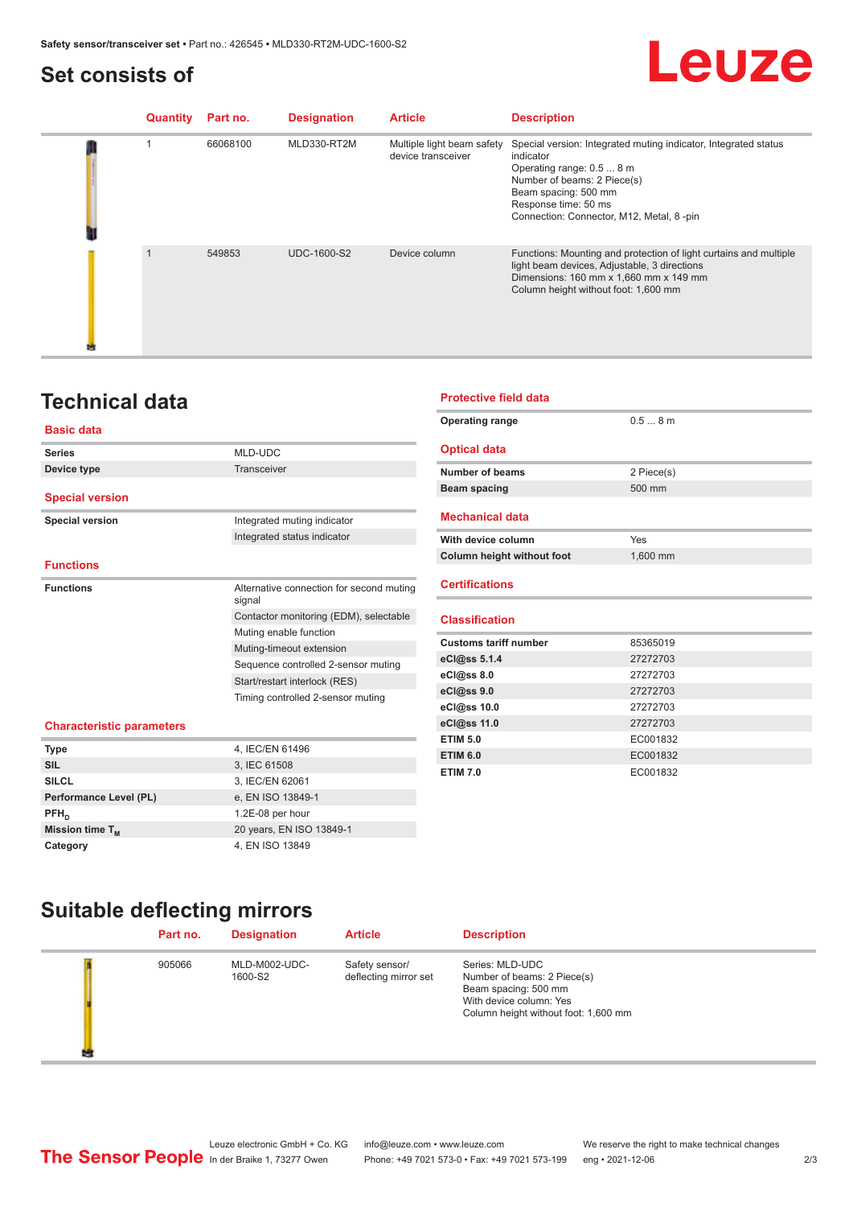## Set consists of

| Quantity | Part no. | Designation | Article | Description |
|---|---|---|---|---|
| 1 | 66068100 | MLD330-RT2M | Multiple light beam safety device transceiver | Special version: Integrated muting indicator, Integrated status indicator<br>Operating range: 0.5 ... 8 m<br>Number of beams: 2 Piece(s)<br>Beam spacing: 500 mm<br>Response time: 50 ms<br>Connection: Connector, M12, Metal, 8 -pin |
| 1 | 549853 | UDC-1600-S2 | Device column | Functions: Mounting and protection of light curtains and multiple light beam devices, Adjustable, 3 directions<br>Dimensions: 160 mm x 1,660 mm x 149 mm<br>Column height without foot: 1,600 mm |

## Technical data

### Basic data

| | |
|---|---|
| **Series** | MLD-UDC |
| **Device type** | Transceiver |

### Special version

| | |
|---|---|
| **Special version** | Integrated muting indicator |
| | Integrated status indicator |

### Functions

| | |
|---|---|
| **Functions** | Alternative connection for second muting signal |
| | Contactor monitoring (EDM), selectable |
| | Muting enable function |
| | Muting-timeout extension |
| | Sequence controlled 2-sensor muting |
| | Start/restart interlock (RES) |
| | Timing controlled 2-sensor muting |

### Characteristic parameters

| | |
|---|---|
| **Type** | 4, IEC/EN 61496 |
| **SIL** | 3, IEC 61508 |
| **SILCL** | 3, IEC/EN 62061 |
| **Performance Level (PL)** | e, EN ISO 13849-1 |
| **$PFH_D$** | 1.2E-08 per hour |
| **Mission time $T_M$** | 20 years, EN ISO 13849-1 |
| **Category** | 4, EN ISO 13849 |

### Protective field data

| | |
|---|---|
| **Operating range** | 0.5 ... 8 m |

### Optical data

| | |
|---|---|
| **Number of beams** | 2 Piece(s) |
| **Beam spacing** | 500 mm |

### Mechanical data

| | |
|---|---|
| **With device column** | Yes |
| **Column height without foot** | 1,600 mm |

### Certifications

### Classification

| | |
|---|---|
| **Customs tariff number** | 85365019 |
| **eCl@ss 5.1.4** | 27272703 |
| **eCl@ss 8.0** | 27272703 |
| **eCl@ss 9.0** | 27272703 |
| **eCl@ss 10.0** | 27272703 |
| **eCl@ss 11.0** | 27272703 |
| **ETIM 5.0** | EC001832 |
| **ETIM 6.0** | EC001832 |
| **ETIM 7.0** | EC001832 |

## Suitable deflecting mirrors

| Part no. | Designation | Article | Description |
|---|---|---|---|
| 905066 | MLD-M002-UDC-1600-S2 | Safety sensor/ deflecting mirror set | Series: MLD-UDC<br>Number of beams: 2 Piece(s)<br>Beam spacing: 500 mm<br>With device column: Yes<br>Column height without foot: 1,600 mm |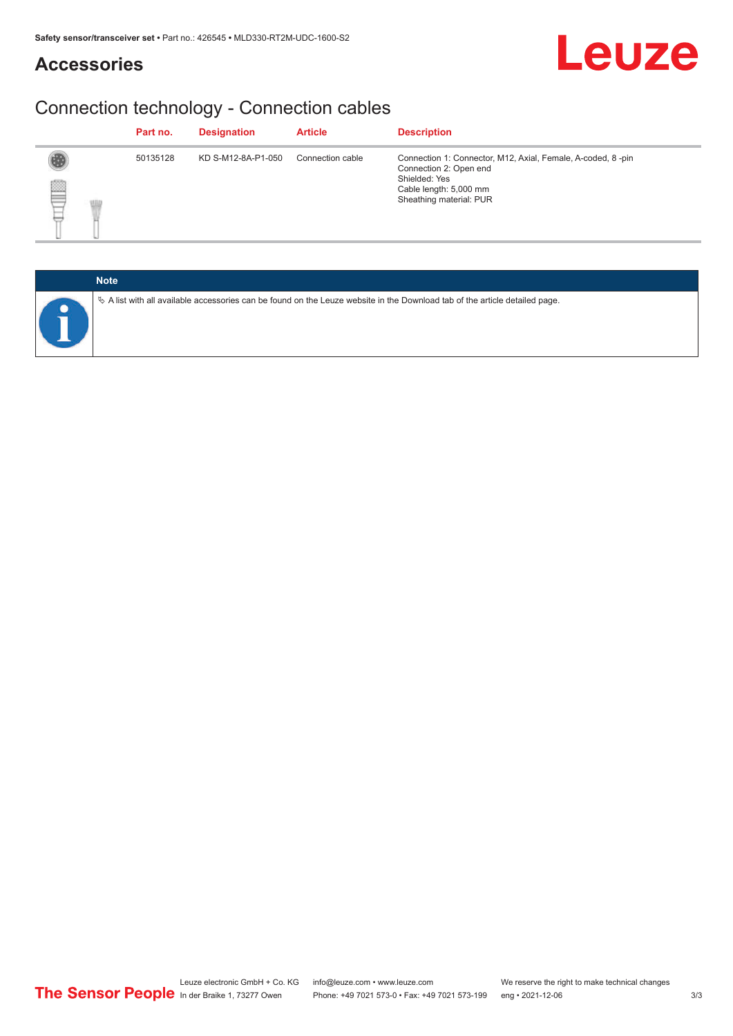## Accessories

## Connection technology - Connection cables

| | Part no. | Designation | Article | Description |
|---|---|---|---|---|
| | 50135128 | KD S-M12-8A-P1-050 | Connection cable | Connection 1: Connector, M12, Axial, Female, A-coded, 8 -pin<br>Connection 2: Open end<br>Shielded: Yes<br>Cable length: 5,000 mm<br>Sheathing material: PUR |

**Note**

✎ A list with all available accessories can be found on the Leuze website in the Download tab of the article detailed page.

Leuze electronic GmbH + Co. KG
In der Braike 1, 73277 Owen
info@leuze.com • www.leuze.com
Phone: +49 7021 573-0 • Fax: +49 7021 573-199
We reserve the right to make technical changes
eng • 2021-12-06